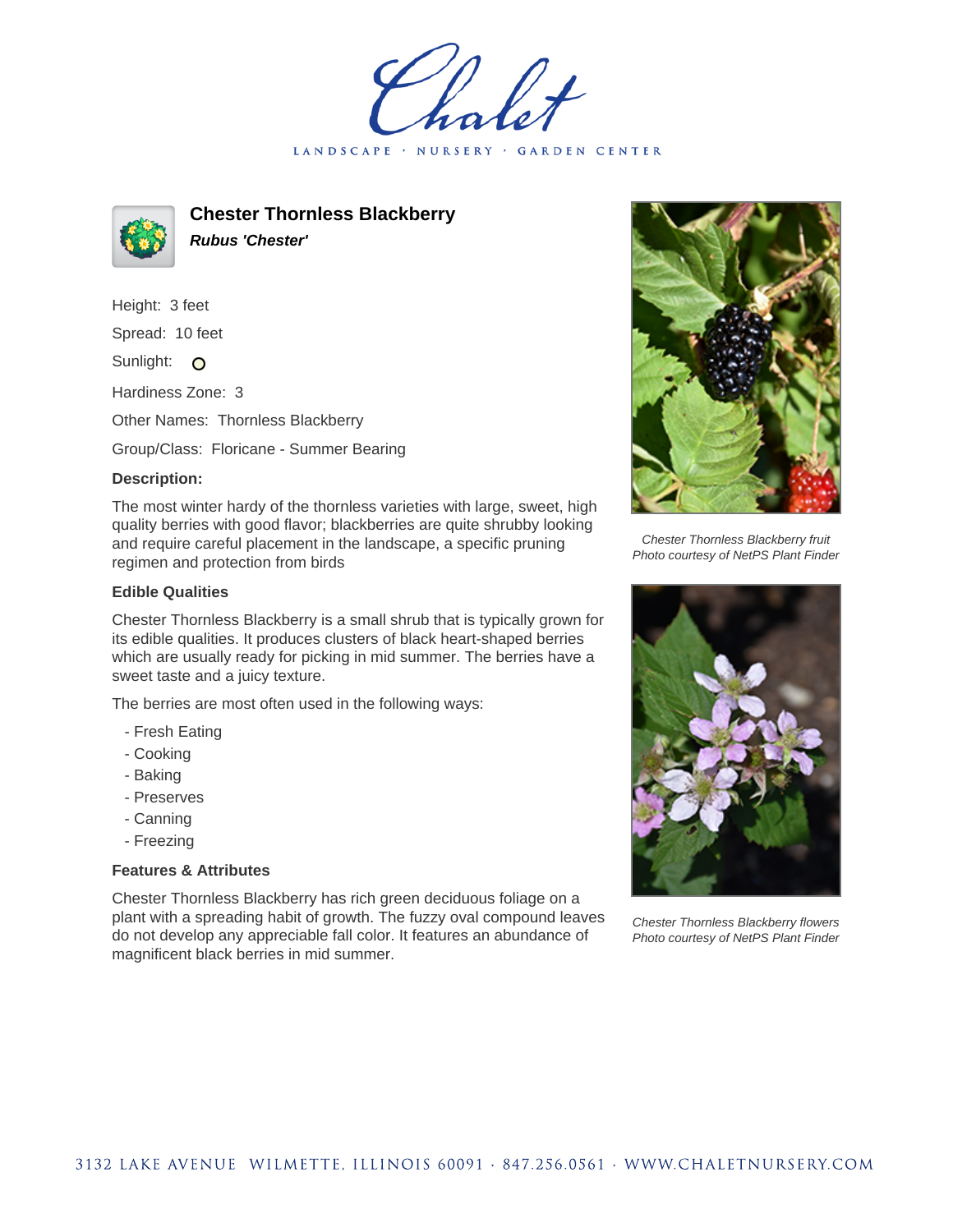# Chester Thornless Blackberry

***Rubus 'Chester'***

Height: 3 feet

Spread: 10 feet

Sunlight:

Hardiness Zone: 3

Other Names: Thornless Blackberry

Group/Class: Floricane - Summer Bearing

### Description:

The most winter hardy of the thornless varieties with large, sweet, high quality berries with good flavor; blackberries are quite shrubby looking and require careful placement in the landscape, a specific pruning regimen and protection from birds

### Edible Qualities

Chester Thornless Blackberry is a small shrub that is typically grown for its edible qualities. It produces clusters of black heart-shaped berries which are usually ready for picking in mid summer. The berries have a sweet taste and a juicy texture.

The berries are most often used in the following ways:

- Fresh Eating
- Cooking
- Baking
- Preserves
- Canning
- Freezing

### Features & Attributes

Chester Thornless Blackberry has rich green deciduous foliage on a plant with a spreading habit of growth. The fuzzy oval compound leaves do not develop any appreciable fall color. It features an abundance of magnificent black berries in mid summer.

*Chester Thornless Blackberry fruit*
*Photo courtesy of NetPS Plant Finder*

*Chester Thornless Blackberry flowers*
*Photo courtesy of NetPS Plant Finder*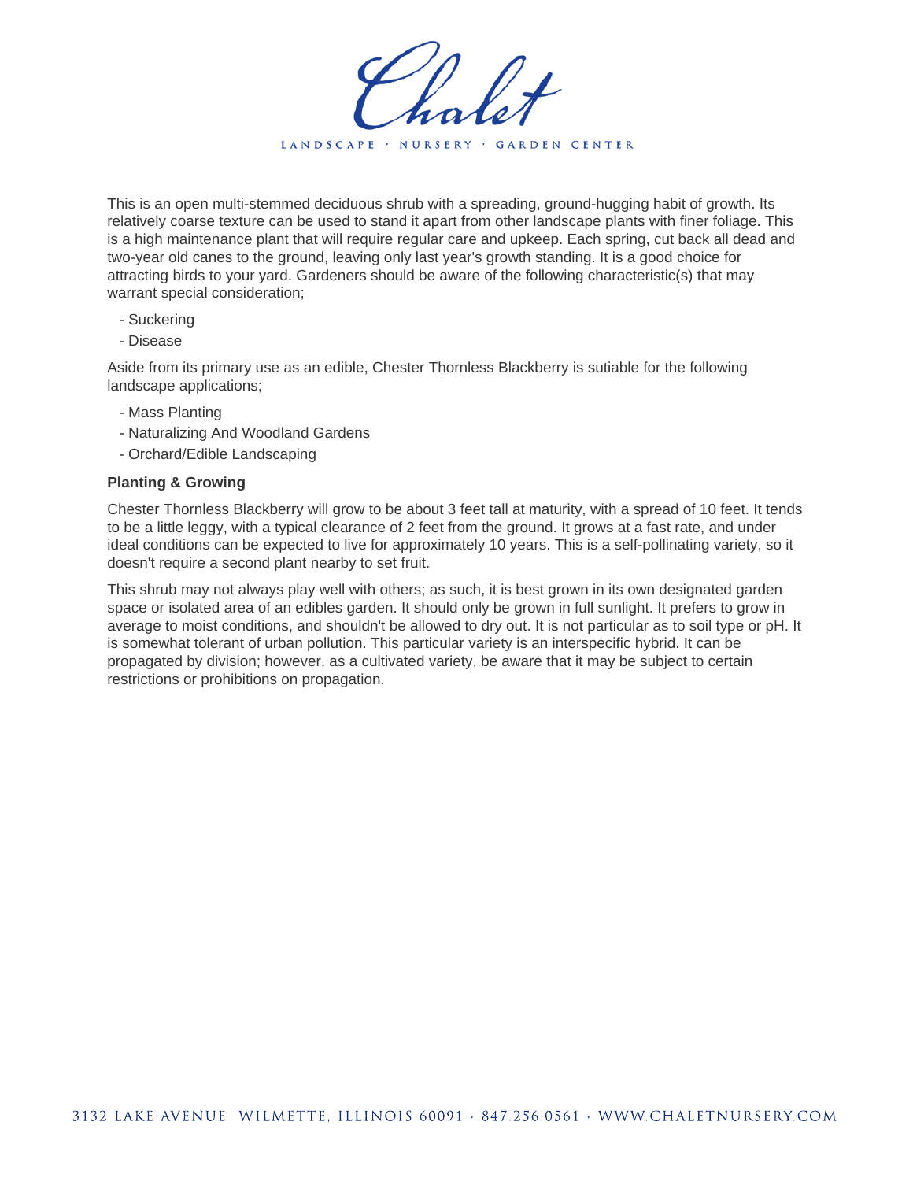This is an open multi-stemmed deciduous shrub with a spreading, ground-hugging habit of growth. Its relatively coarse texture can be used to stand it apart from other landscape plants with finer foliage. This is a high maintenance plant that will require regular care and upkeep. Each spring, cut back all dead and two-year old canes to the ground, leaving only last year's growth standing. It is a good choice for attracting birds to your yard. Gardeners should be aware of the following characteristic(s) that may warrant special consideration;

- Suckering
- Disease

Aside from its primary use as an edible, Chester Thornless Blackberry is sutiable for the following landscape applications;

- Mass Planting
- Naturalizing And Woodland Gardens
- Orchard/Edible Landscaping

**Planting & Growing**

Chester Thornless Blackberry will grow to be about 3 feet tall at maturity, with a spread of 10 feet. It tends to be a little leggy, with a typical clearance of 2 feet from the ground. It grows at a fast rate, and under ideal conditions can be expected to live for approximately 10 years. This is a self-pollinating variety, so it doesn't require a second plant nearby to set fruit.

This shrub may not always play well with others; as such, it is best grown in its own designated garden space or isolated area of an edibles garden. It should only be grown in full sunlight. It prefers to grow in average to moist conditions, and shouldn't be allowed to dry out. It is not particular as to soil type or pH. It is somewhat tolerant of urban pollution. This particular variety is an interspecific hybrid. It can be propagated by division; however, as a cultivated variety, be aware that it may be subject to certain restrictions or prohibitions on propagation.